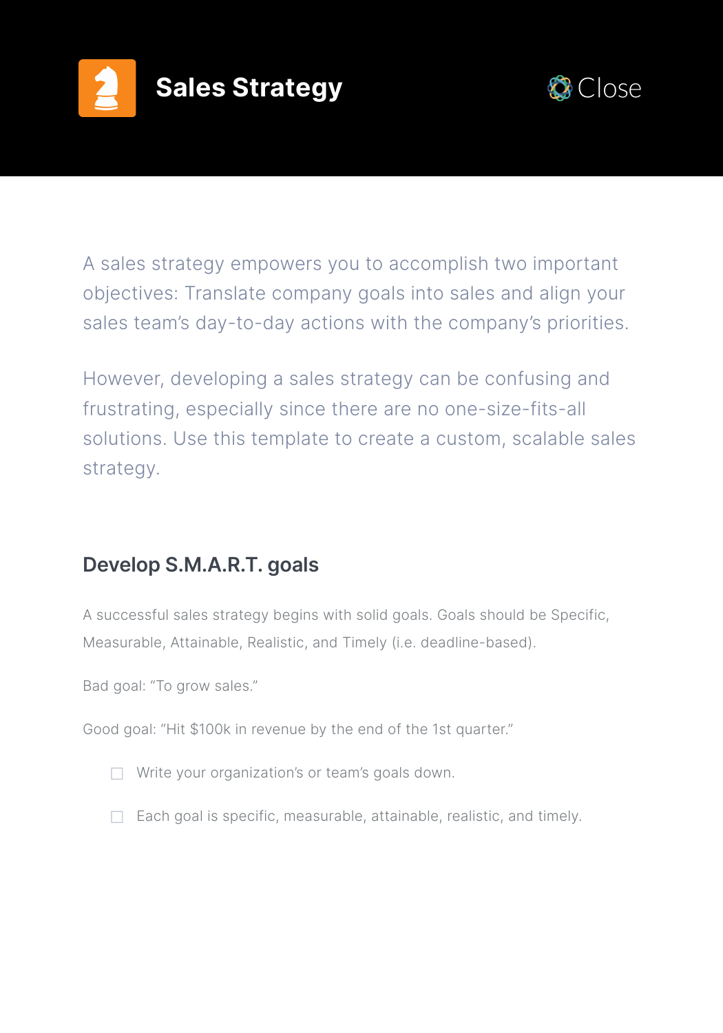# Sales Strategy

A sales strategy empowers you to accomplish two important objectives: Translate company goals into sales and align your sales team's day-to-day actions with the company's priorities.

However, developing a sales strategy can be confusing and frustrating, especially since there are no one-size-fits-all solutions. Use this template to create a custom, scalable sales strategy.

## Develop S.M.A.R.T. goals

A successful sales strategy begins with solid goals. Goals should be Specific, Measurable, Attainable, Realistic, and Timely (i.e. deadline-based).

Bad goal: "To grow sales."

Good goal: "Hit $100k in revenue by the end of the 1st quarter."

- [ ] Write your organization's or team's goals down.
- [ ] Each goal is specific, measurable, attainable, realistic, and timely.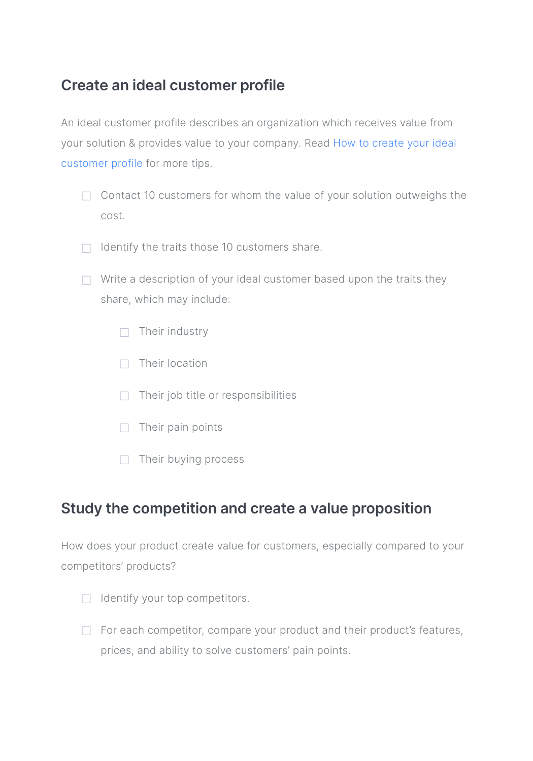## Create an ideal customer profile

An ideal customer profile describes an organization which receives value from your solution & provides value to your company. Read How to create your ideal customer profile for more tips.

- [ ] Contact 10 customers for whom the value of your solution outweighs the cost.
- [ ] Identify the traits those 10 customers share.
- [ ] Write a description of your ideal customer based upon the traits they share, which may include:
    - [ ] Their industry
    - [ ] Their location
    - [ ] Their job title or responsibilities
    - [ ] Their pain points
    - [ ] Their buying process

## Study the competition and create a value proposition

How does your product create value for customers, especially compared to your competitors' products?

- [ ] Identify your top competitors.
- [ ] For each competitor, compare your product and their product's features, prices, and ability to solve customers' pain points.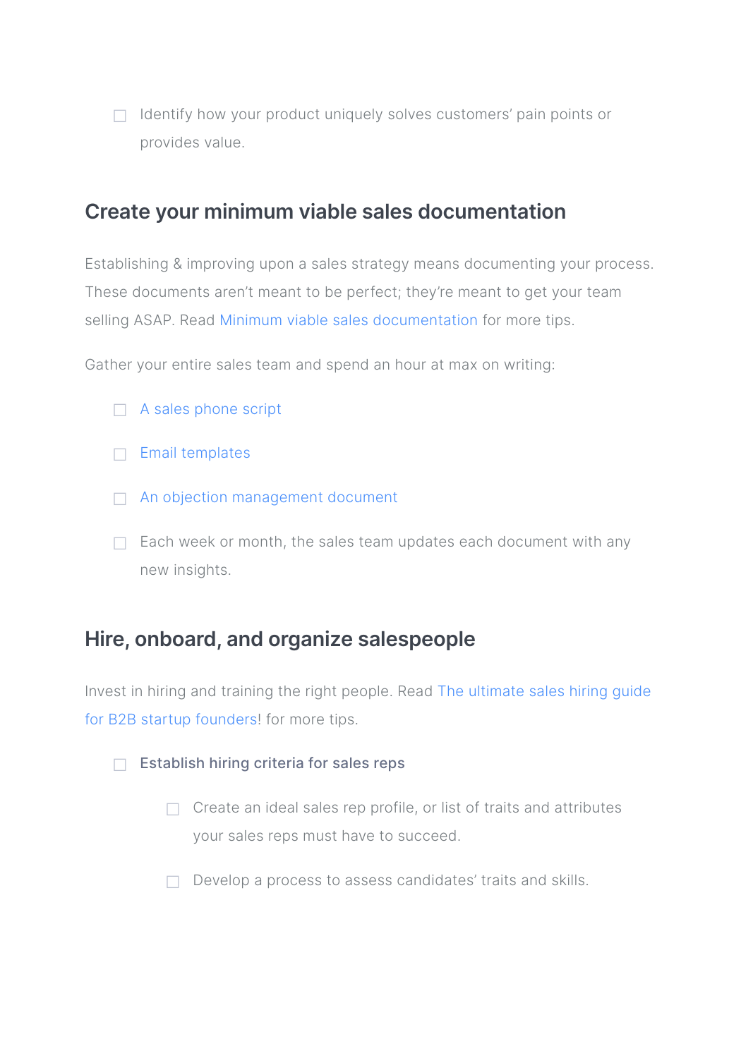- [ ] Identify how your product uniquely solves customers' pain points or provides value.

## Create your minimum viable sales documentation

Establishing & improving upon a sales strategy means documenting your process. These documents aren't meant to be perfect; they're meant to get your team selling ASAP. Read Minimum viable sales documentation for more tips.

Gather your entire sales team and spend an hour at max on writing:

- [ ] A sales phone script
- [ ] Email templates
- [ ] An objection management document
- [ ] Each week or month, the sales team updates each document with any new insights.

## Hire, onboard, and organize salespeople

Invest in hiring and training the right people. Read The ultimate sales hiring guide for B2B startup founders! for more tips.

- [ ] Establish hiring criteria for sales reps
    - [ ] Create an ideal sales rep profile, or list of traits and attributes your sales reps must have to succeed.
    - [ ] Develop a process to assess candidates' traits and skills.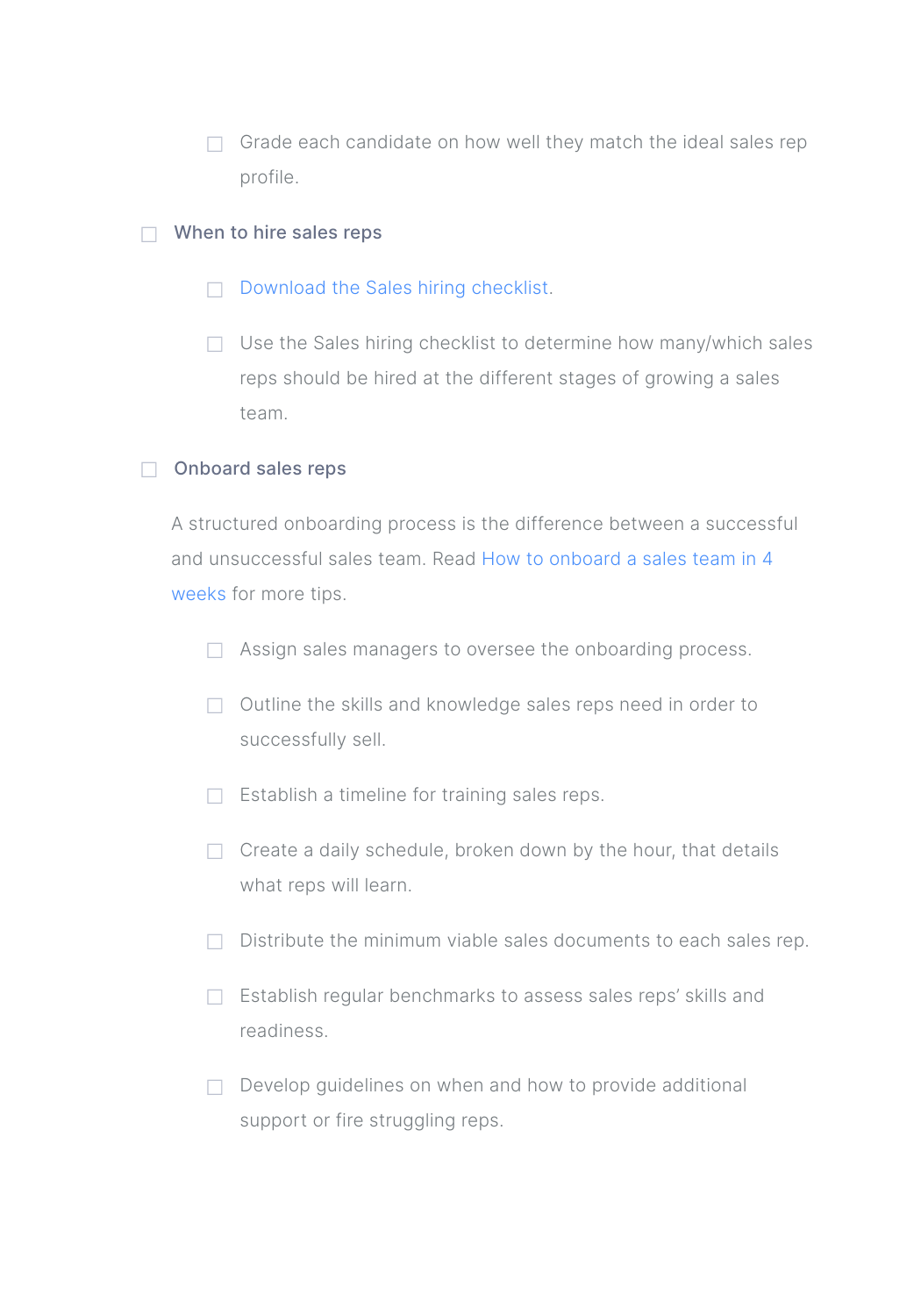- [ ] Grade each candidate on how well they match the ideal sales rep profile.

- [ ] When to hire sales reps

    - [ ] Download the Sales hiring checklist.
    - [ ] Use the Sales hiring checklist to determine how many/which sales reps should be hired at the different stages of growing a sales team.

- [ ] Onboard sales reps

    A structured onboarding process is the difference between a successful and unsuccessful sales team. Read How to onboard a sales team in 4 weeks for more tips.

    - [ ] Assign sales managers to oversee the onboarding process.
    - [ ] Outline the skills and knowledge sales reps need in order to successfully sell.
    - [ ] Establish a timeline for training sales reps.
    - [ ] Create a daily schedule, broken down by the hour, that details what reps will learn.
    - [ ] Distribute the minimum viable sales documents to each sales rep.
    - [ ] Establish regular benchmarks to assess sales reps' skills and readiness.
    - [ ] Develop guidelines on when and how to provide additional support or fire struggling reps.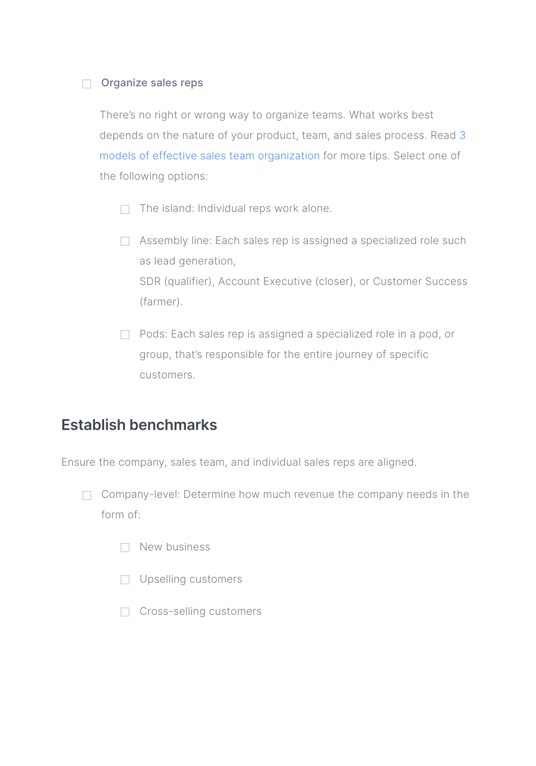- [ ] Organize sales reps

  There's no right or wrong way to organize teams. What works best depends on the nature of your product, team, and sales process. Read 3 models of effective sales team organization for more tips. Select one of the following options:

  - [ ] The island: Individual reps work alone.
  - [ ] Assembly line: Each sales rep is assigned a specialized role such as lead generation,
    SDR (qualifier), Account Executive (closer), or Customer Success (farmer).
  - [ ] Pods: Each sales rep is assigned a specialized role in a pod, or group, that's responsible for the entire journey of specific customers.

## Establish benchmarks

Ensure the company, sales team, and individual sales reps are aligned.

- [ ] Company-level: Determine how much revenue the company needs in the form of:
  - [ ] New business
  - [ ] Upselling customers
  - [ ] Cross-selling customers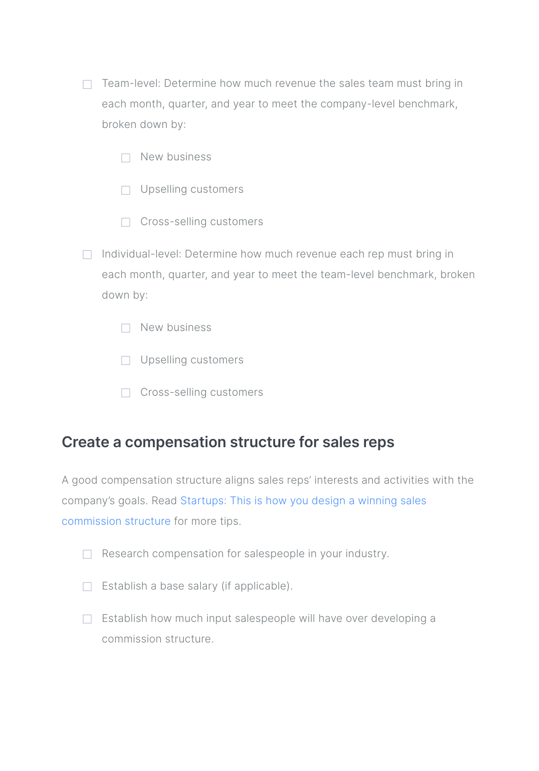- [ ] Team-level: Determine how much revenue the sales team must bring in each month, quarter, and year to meet the company-level benchmark, broken down by:
    - [ ] New business
    - [ ] Upselling customers
    - [ ] Cross-selling customers
- [ ] Individual-level: Determine how much revenue each rep must bring in each month, quarter, and year to meet the team-level benchmark, broken down by:
    - [ ] New business
    - [ ] Upselling customers
    - [ ] Cross-selling customers

## Create a compensation structure for sales reps

A good compensation structure aligns sales reps' interests and activities with the company's goals. Read Startups: This is how you design a winning sales commission structure for more tips.

- [ ] Research compensation for salespeople in your industry.
- [ ] Establish a base salary (if applicable).
- [ ] Establish how much input salespeople will have over developing a commission structure.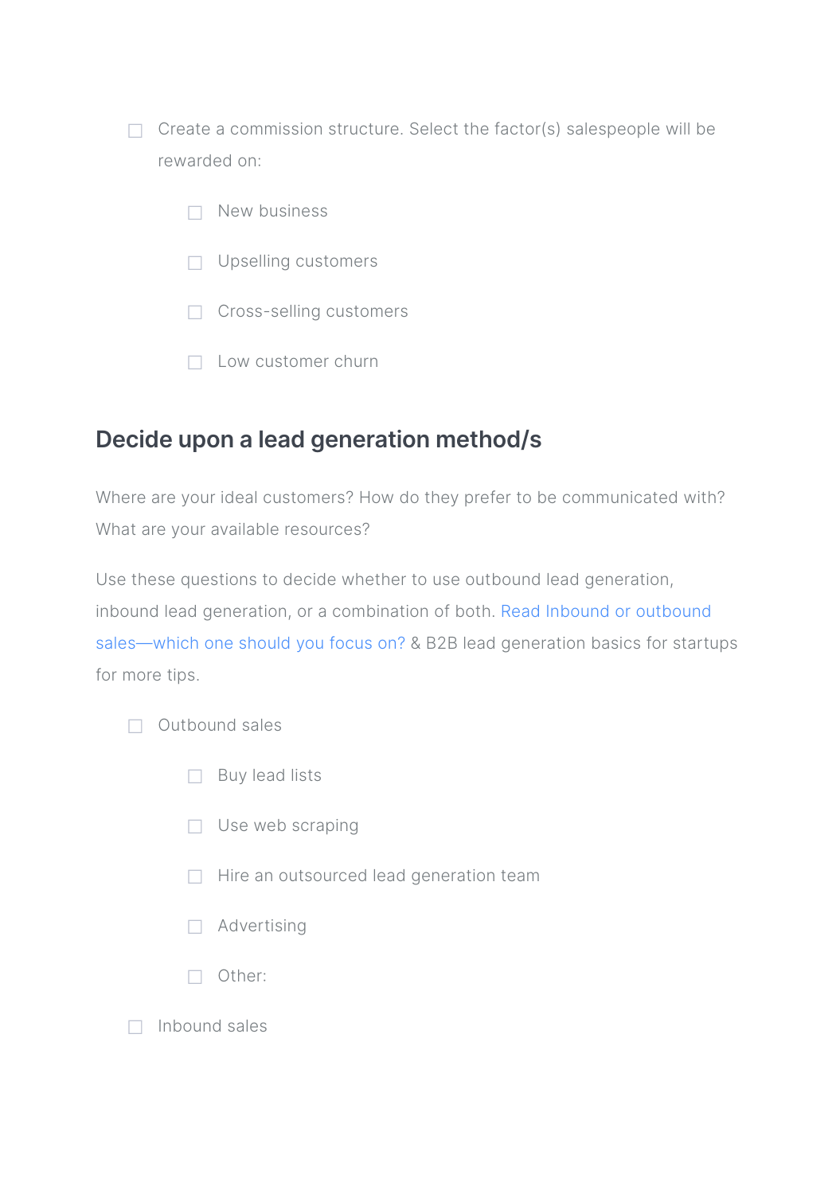- [ ] Create a commission structure. Select the factor(s) salespeople will be rewarded on:
    - [ ] New business
    - [ ] Upselling customers
    - [ ] Cross-selling customers
    - [ ] Low customer churn

## Decide upon a lead generation method/s

Where are your ideal customers? How do they prefer to be communicated with? What are your available resources?

Use these questions to decide whether to use outbound lead generation, inbound lead generation, or a combination of both. Read Inbound or outbound sales—which one should you focus on? & B2B lead generation basics for startups for more tips.

- [ ] Outbound sales
    - [ ] Buy lead lists
    - [ ] Use web scraping
    - [ ] Hire an outsourced lead generation team
    - [ ] Advertising
    - [ ] Other:
- [ ] Inbound sales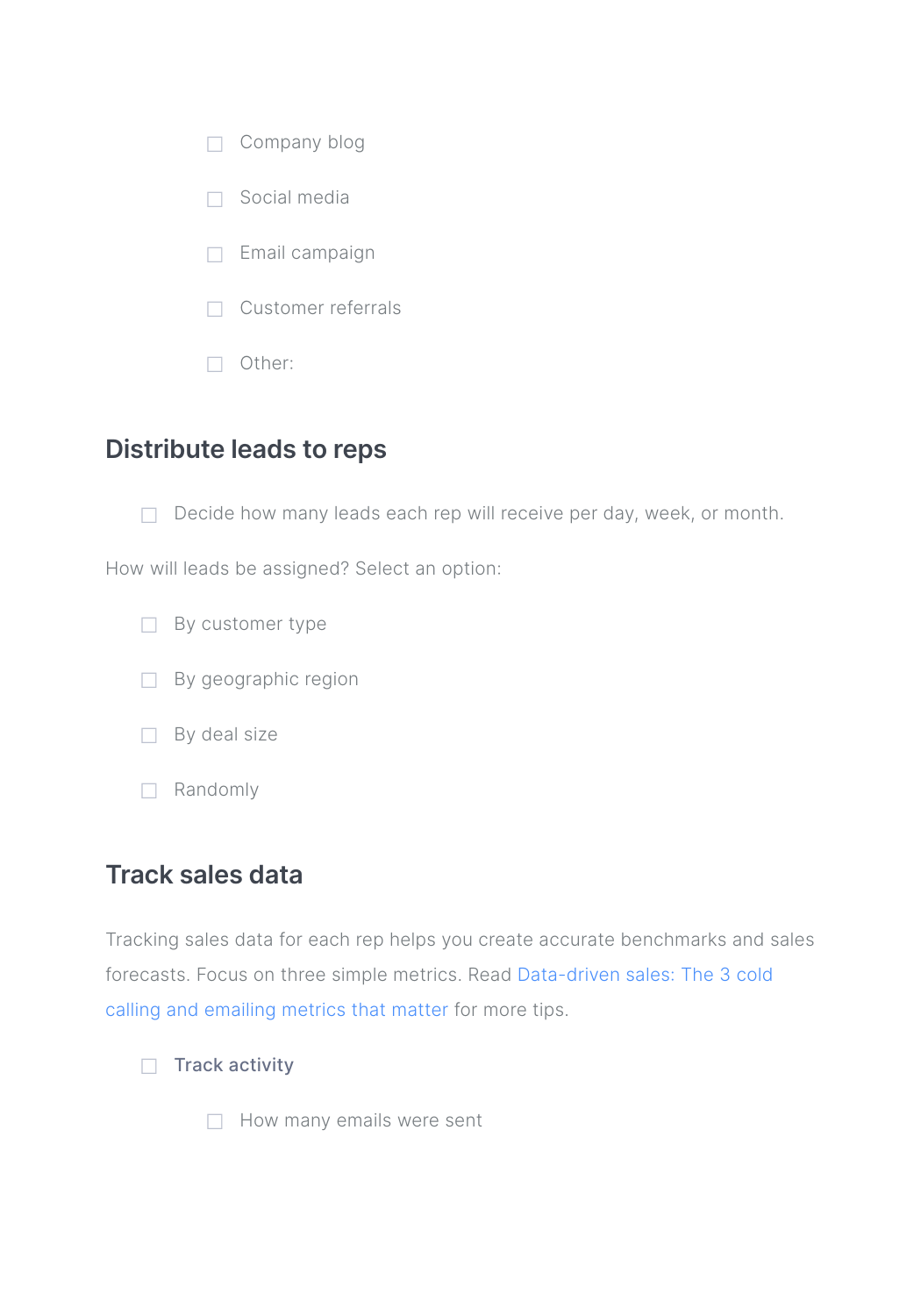- [ ] Company blog
    - [ ] Social media
    - [ ] Email campaign
    - [ ] Customer referrals
    - [ ] Other:

## Distribute leads to reps

- [ ] Decide how many leads each rep will receive per day, week, or month.

How will leads be assigned? Select an option:

- [ ] By customer type
- [ ] By geographic region
- [ ] By deal size
- [ ] Randomly

## Track sales data

Tracking sales data for each rep helps you create accurate benchmarks and sales forecasts. Focus on three simple metrics. Read Data-driven sales: The 3 cold calling and emailing metrics that matter for more tips.

- [ ] Track activity
    - [ ] How many emails were sent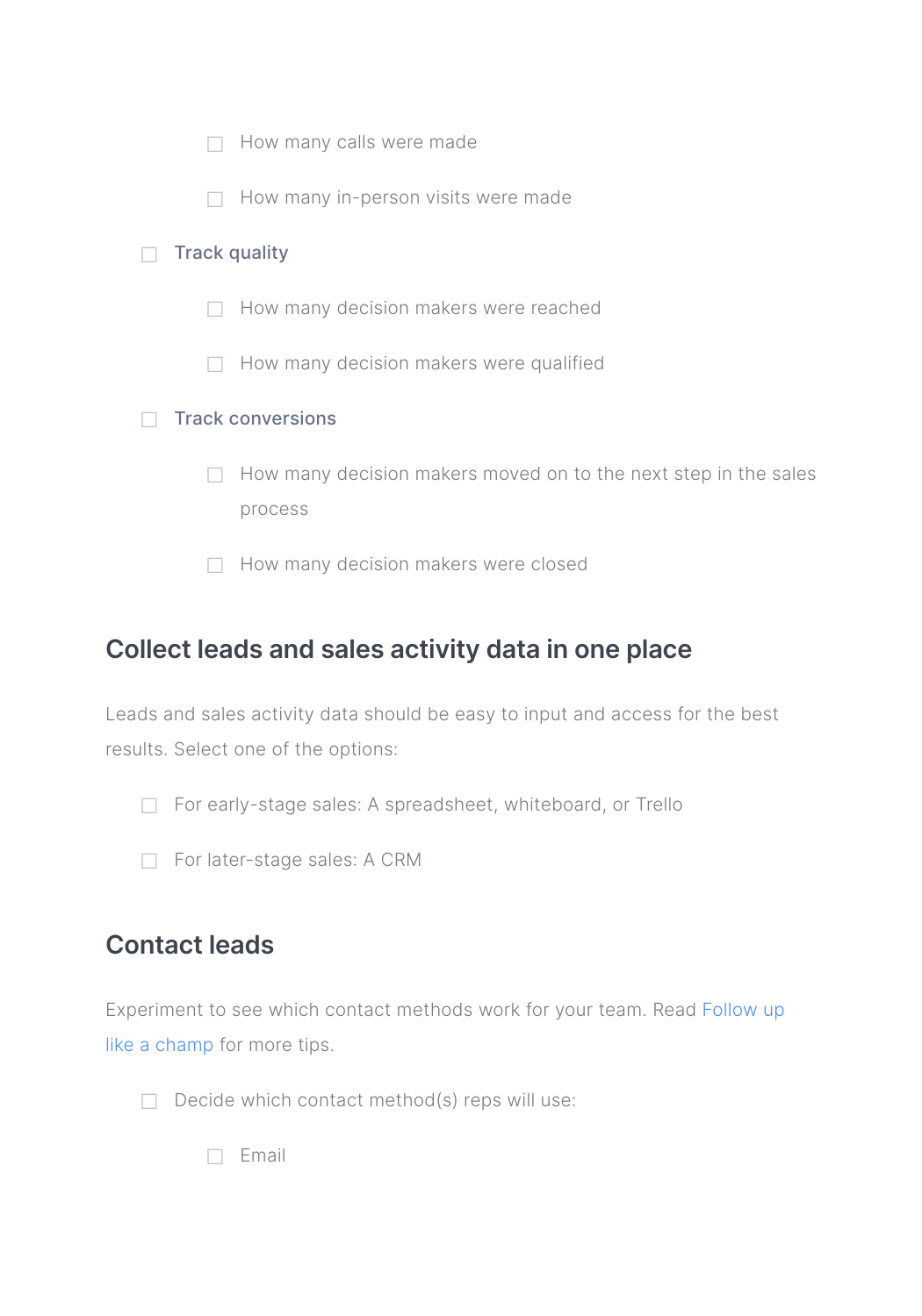- [ ] How many calls were made
    - [ ] How many in-person visits were made
- [ ] Track quality
    - [ ] How many decision makers were reached
    - [ ] How many decision makers were qualified
- [ ] Track conversions
    - [ ] How many decision makers moved on to the next step in the sales process
    - [ ] How many decision makers were closed

## Collect leads and sales activity data in one place

Leads and sales activity data should be easy to input and access for the best results. Select one of the options:

- [ ] For early-stage sales: A spreadsheet, whiteboard, or Trello
- [ ] For later-stage sales: A CRM

## Contact leads

Experiment to see which contact methods work for your team. Read Follow up like a champ for more tips.

- [ ] Decide which contact method(s) reps will use:
    - [ ] Email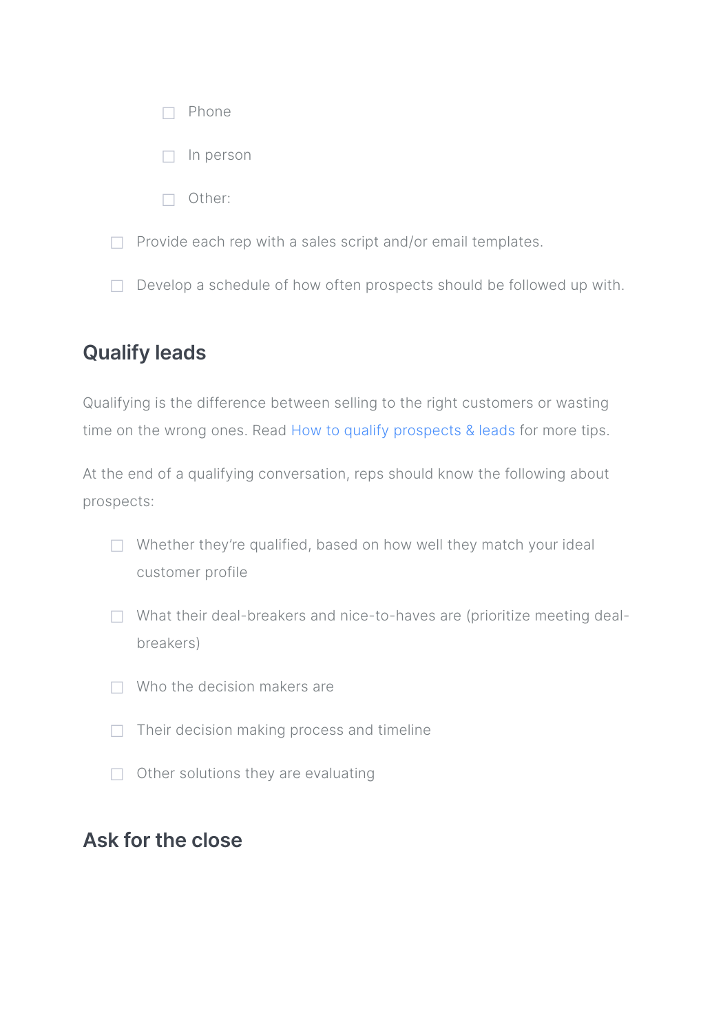- [ ] Phone
    - [ ] In person
    - [ ] Other:
- [ ] Provide each rep with a sales script and/or email templates.
- [ ] Develop a schedule of how often prospects should be followed up with.

## Qualify leads

Qualifying is the difference between selling to the right customers or wasting time on the wrong ones. Read How to qualify prospects & leads for more tips.

At the end of a qualifying conversation, reps should know the following about prospects:

- [ ] Whether they're qualified, based on how well they match your ideal customer profile
- [ ] What their deal-breakers and nice-to-haves are (prioritize meeting deal-breakers)
- [ ] Who the decision makers are
- [ ] Their decision making process and timeline
- [ ] Other solutions they are evaluating

## Ask for the close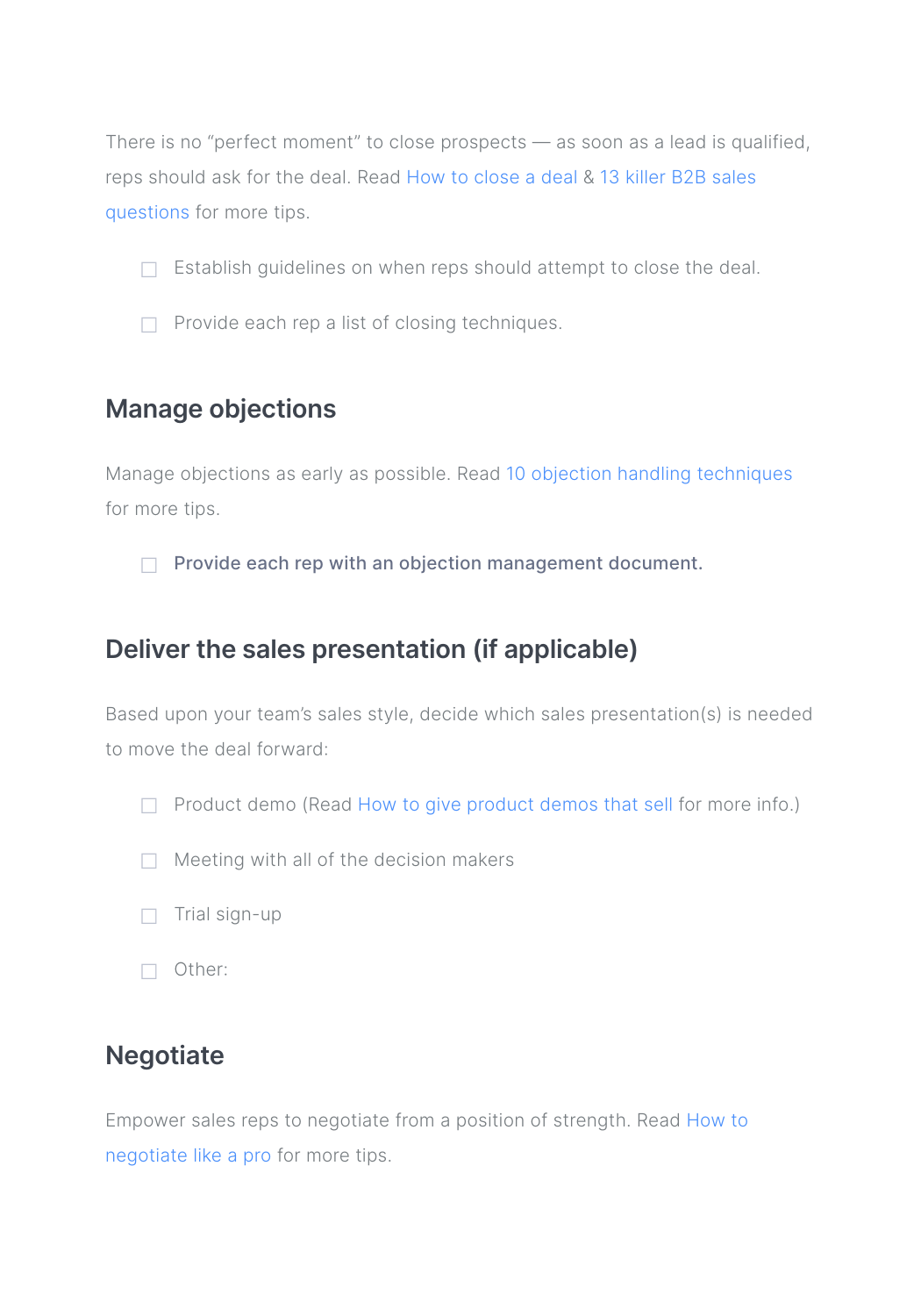There is no "perfect moment" to close prospects — as soon as a lead is qualified, reps should ask for the deal. Read How to close a deal & 13 killer B2B sales questions for more tips.

- [ ] Establish guidelines on when reps should attempt to close the deal.
- [ ] Provide each rep a list of closing techniques.

## Manage objections

Manage objections as early as possible. Read 10 objection handling techniques for more tips.

- [ ] **Provide each rep with an objection management document.**

## Deliver the sales presentation (if applicable)

Based upon your team's sales style, decide which sales presentation(s) is needed to move the deal forward:

- [ ] Product demo (Read How to give product demos that sell for more info.)
- [ ] Meeting with all of the decision makers
- [ ] Trial sign-up
- [ ] Other:

## Negotiate

Empower sales reps to negotiate from a position of strength. Read How to negotiate like a pro for more tips.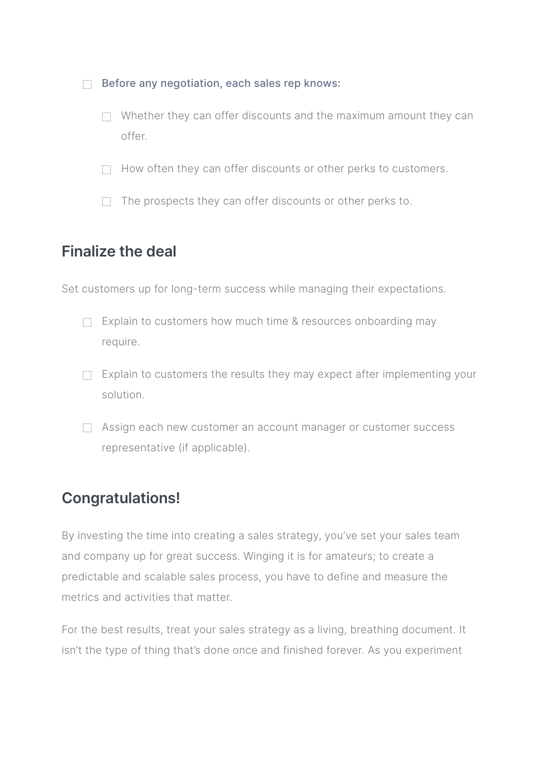- [ ] Before any negotiation, each sales rep knows:
    - [ ] Whether they can offer discounts and the maximum amount they can offer.
    - [ ] How often they can offer discounts or other perks to customers.
    - [ ] The prospects they can offer discounts or other perks to.

## Finalize the deal

Set customers up for long-term success while managing their expectations.

- [ ] Explain to customers how much time & resources onboarding may require.
- [ ] Explain to customers the results they may expect after implementing your solution.
- [ ] Assign each new customer an account manager or customer success representative (if applicable).

## Congratulations!

By investing the time into creating a sales strategy, you've set your sales team and company up for great success. Winging it is for amateurs; to create a predictable and scalable sales process, you have to define and measure the metrics and activities that matter.

For the best results, treat your sales strategy as a living, breathing document. It isn't the type of thing that's done once and finished forever. As you experiment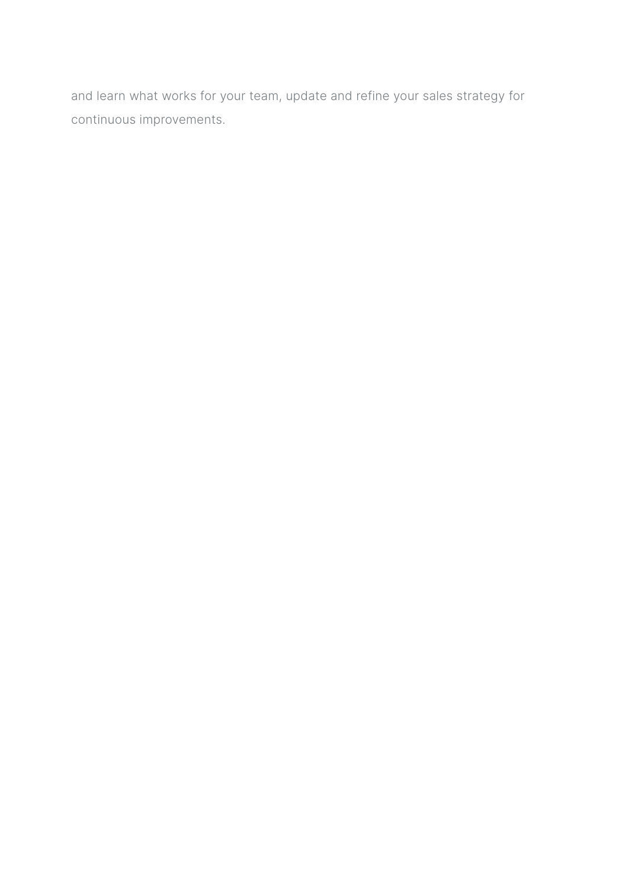and learn what works for your team, update and refine your sales strategy for continuous improvements.